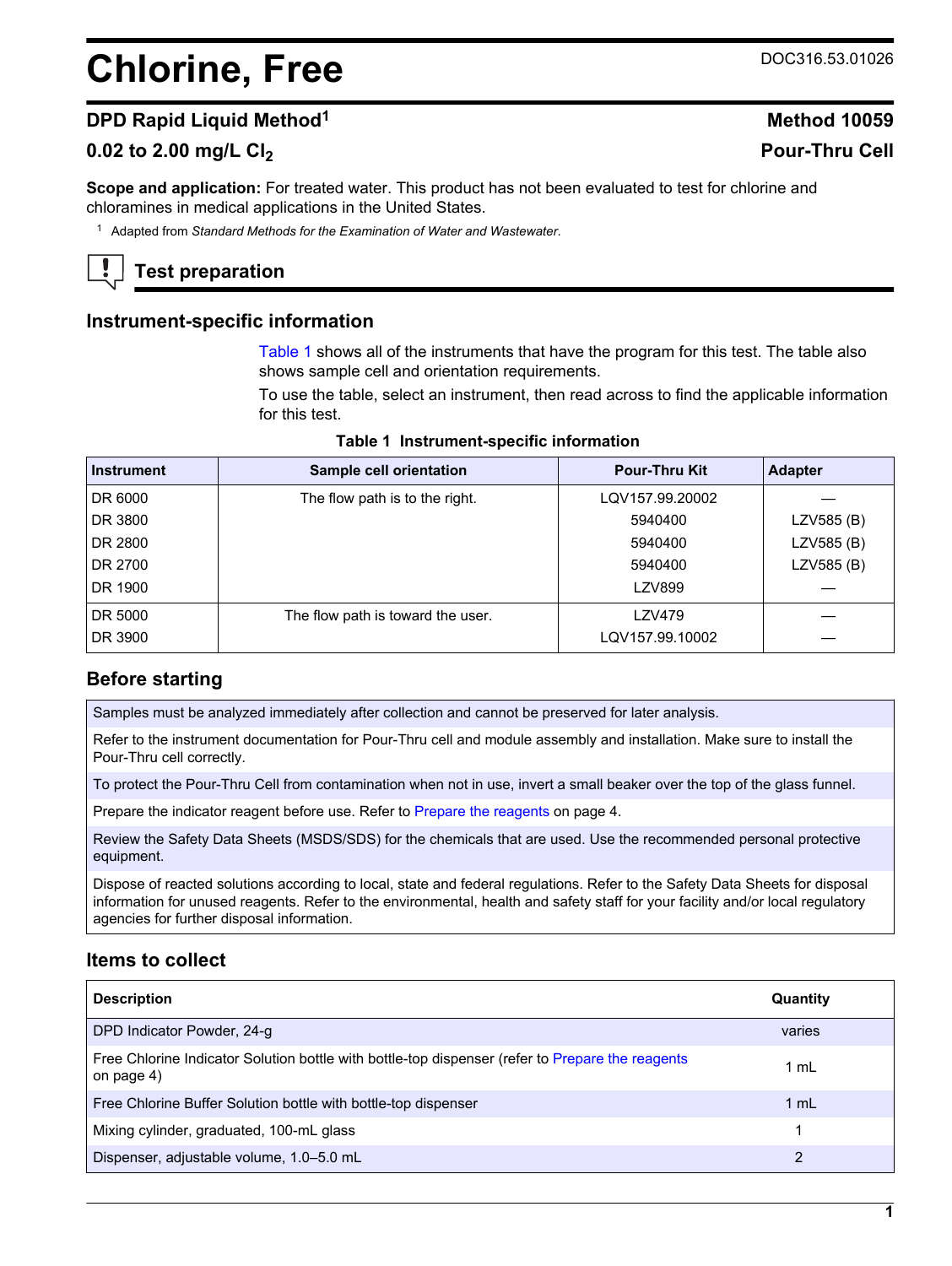# Chlorine, Free

DOC316.53.01026

## DPD Rapid Liquid Method[1] — Method 10059

### 0.02 to 2.00 mg/L $Cl_2$ — Pour-Thru Cell

**Scope and application:** For treated water. This product has not been evaluated to test for chlorine and chloramines in medical applications in the United States.

[1] Adapted from *Standard Methods for the Examination of Water and Wastewater*.

## Test preparation

### Instrument-specific information

Table 1 shows all of the instruments that have the program for this test. The table also shows sample cell and orientation requirements.

To use the table, select an instrument, then read across to find the applicable information for this test.

**Table 1 Instrument-specific information**

| Instrument | Sample cell orientation | Pour-Thru Kit | Adapter |
|---|---|---|---|
| DR 6000 | The flow path is to the right. | LQV157.99.20002 | — |
| DR 3800 | | 5940400 | LZV585 (B) |
| DR 2800 | | 5940400 | LZV585 (B) |
| DR 2700 | | 5940400 | LZV585 (B) |
| DR 1900 | | LZV899 | — |
| DR 5000 | The flow path is toward the user. | LZV479 | — |
| DR 3900 | | LQV157.99.10002 | — |

### Before starting

| |
|---|
| Samples must be analyzed immediately after collection and cannot be preserved for later analysis. |
| Refer to the instrument documentation for Pour-Thru cell and module assembly and installation. Make sure to install the Pour-Thru cell correctly. |
| To protect the Pour-Thru Cell from contamination when not in use, invert a small beaker over the top of the glass funnel. |
| Prepare the indicator reagent before use. Refer to Prepare the reagents on page 4. |
| Review the Safety Data Sheets (MSDS/SDS) for the chemicals that are used. Use the recommended personal protective equipment. |
| Dispose of reacted solutions according to local, state and federal regulations. Refer to the Safety Data Sheets for disposal information for unused reagents. Refer to the environmental, health and safety staff for your facility and/or local regulatory agencies for further disposal information. |

### Items to collect

| Description | Quantity |
|---|---|
| DPD Indicator Powder, 24-g | varies |
| Free Chlorine Indicator Solution bottle with bottle-top dispenser (refer to Prepare the reagents on page 4) | 1 mL |
| Free Chlorine Buffer Solution bottle with bottle-top dispenser | 1 mL |
| Mixing cylinder, graduated, 100-mL glass | 1 |
| Dispenser, adjustable volume, 1.0–5.0 mL | 2 |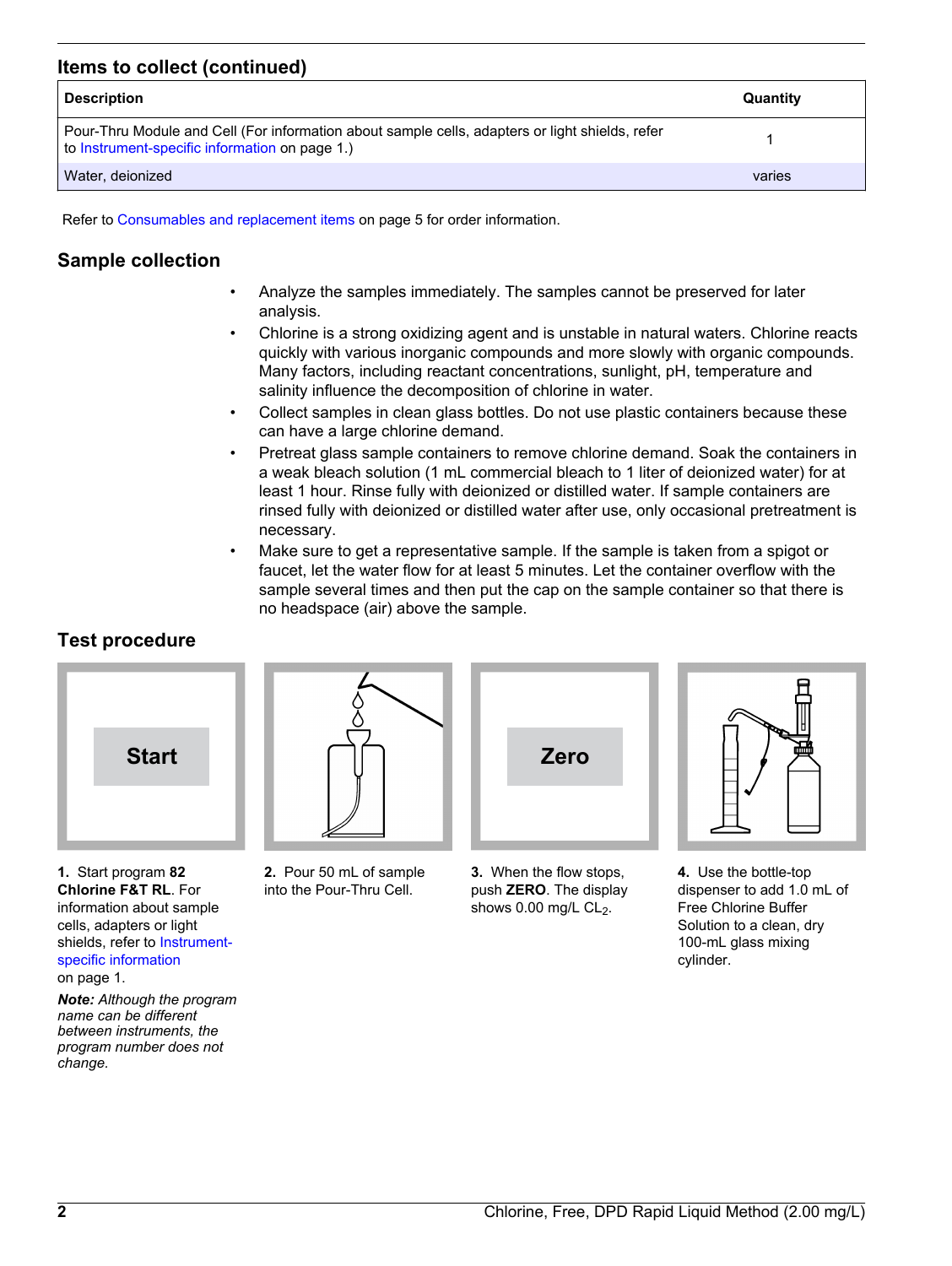## Items to collect (continued)

| Description | Quantity |
| --- | --- |
| Pour-Thru Module and Cell (For information about sample cells, adapters or light shields, refer to Instrument-specific information on page 1.) | 1 |
| Water, deionized | varies |

Refer to Consumables and replacement items on page 5 for order information.

## Sample collection

- Analyze the samples immediately. The samples cannot be preserved for later analysis.
- Chlorine is a strong oxidizing agent and is unstable in natural waters. Chlorine reacts quickly with various inorganic compounds and more slowly with organic compounds. Many factors, including reactant concentrations, sunlight, pH, temperature and salinity influence the decomposition of chlorine in water.
- Collect samples in clean glass bottles. Do not use plastic containers because these can have a large chlorine demand.
- Pretreat glass sample containers to remove chlorine demand. Soak the containers in a weak bleach solution (1 mL commercial bleach to 1 liter of deionized water) for at least 1 hour. Rinse fully with deionized or distilled water. If sample containers are rinsed fully with deionized or distilled water after use, only occasional pretreatment is necessary.
- Make sure to get a representative sample. If the sample is taken from a spigot or faucet, let the water flow for at least 5 minutes. Let the container overflow with the sample several times and then put the cap on the sample container so that there is no headspace (air) above the sample.

## Test procedure

**1.** Start program **82 Chlorine F&T RL**. For information about sample cells, adapters or light shields, refer to Instrument-specific information on page 1.

***Note:** Although the program name can be different between instruments, the program number does not change.*

**2.** Pour 50 mL of sample into the Pour-Thru Cell.

**3.** When the flow stops, push **ZERO**. The display shows 0.00 mg/L $CL_2$.

**4.** Use the bottle-top dispenser to add 1.0 mL of Free Chlorine Buffer Solution to a clean, dry 100-mL glass mixing cylinder.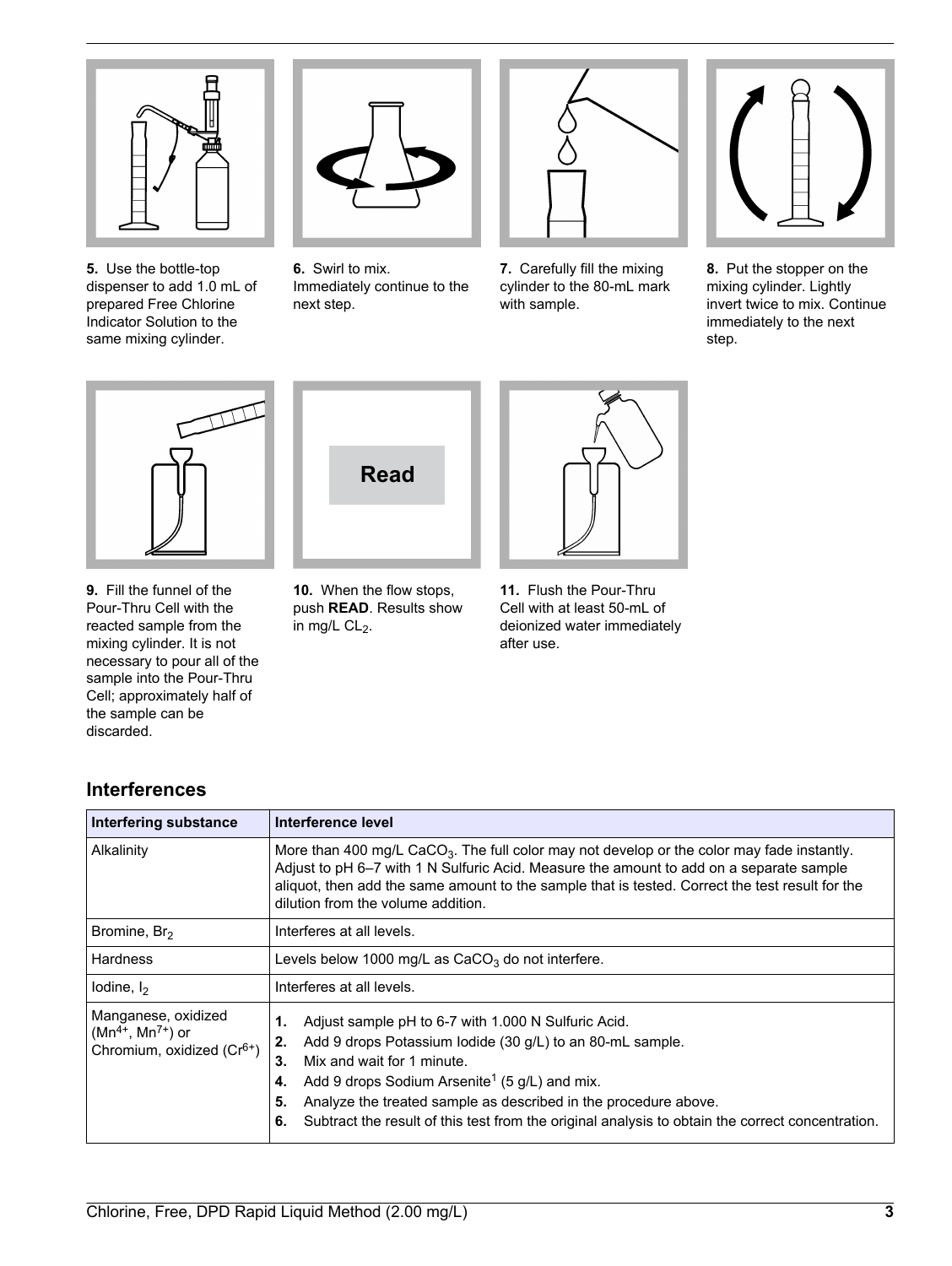5. Use the bottle-top dispenser to add 1.0 mL of prepared Free Chlorine Indicator Solution to the same mixing cylinder.

6. Swirl to mix. Immediately continue to the next step.

7. Carefully fill the mixing cylinder to the 80-mL mark with sample.

8. Put the stopper on the mixing cylinder. Lightly invert twice to mix. Continue immediately to the next step.

9. Fill the funnel of the Pour-Thru Cell with the reacted sample from the mixing cylinder. It is not necessary to pour all of the sample into the Pour-Thru Cell; approximately half of the sample can be discarded.

10. When the flow stops, push **READ**. Results show in mg/L $CL_2$.

11. Flush the Pour-Thru Cell with at least 50-mL of deionized water immediately after use.

## Interferences

| Interfering substance | Interference level |
|---|---|
| Alkalinity | More than 400 mg/L $CaCO_3$. The full color may not develop or the color may fade instantly. Adjust to pH 6–7 with 1 N Sulfuric Acid. Measure the amount to add on a separate sample aliquot, then add the same amount to the sample that is tested. Correct the test result for the dilution from the volume addition. |
| Bromine, $Br_2$ | Interferes at all levels. |
| Hardness | Levels below 1000 mg/L as $CaCO_3$ do not interfere. |
| Iodine, $I_2$ | Interferes at all levels. |
| Manganese, oxidized ($Mn^{4+}$, $Mn^{7+}$) or Chromium, oxidized ($Cr^{6+}$) | 1. Adjust sample pH to 6-7 with 1.000 N Sulfuric Acid. 2. Add 9 drops Potassium Iodide (30 g/L) to an 80-mL sample. 3. Mix and wait for 1 minute. 4. Add 9 drops Sodium Arsenite[1] (5 g/L) and mix. 5. Analyze the treated sample as described in the procedure above. 6. Subtract the result of this test from the original analysis to obtain the correct concentration. |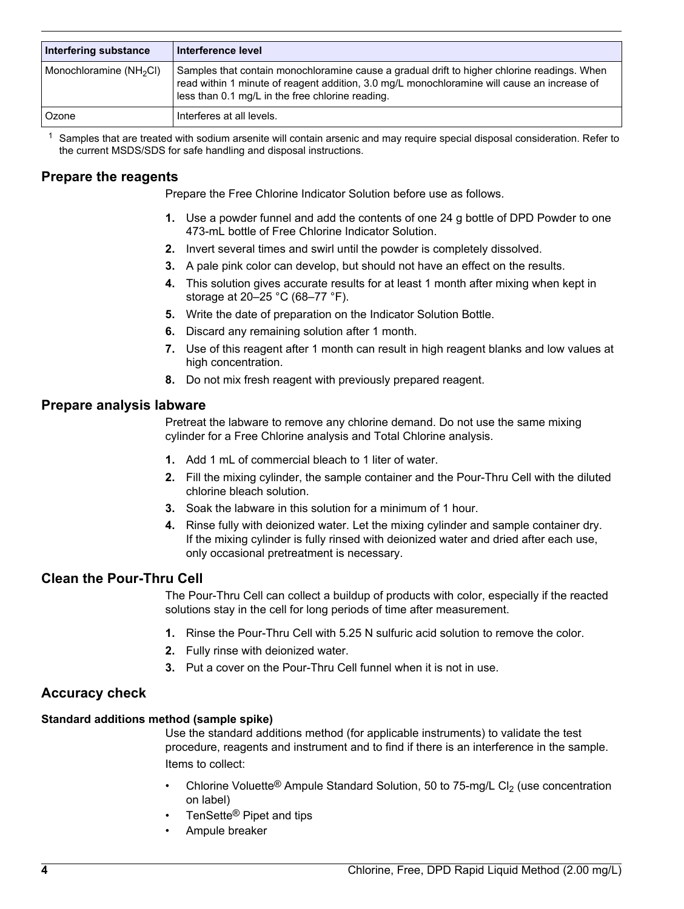| Interfering substance | Interference level |
| --- | --- |
| Monochloramine ($NH_2Cl$) | Samples that contain monochloramine cause a gradual drift to higher chlorine readings. When read within 1 minute of reagent addition, 3.0 mg/L monochloramine will cause an increase of less than 0.1 mg/L in the free chlorine reading. |
| Ozone | Interferes at all levels. |

[1] Samples that are treated with sodium arsenite will contain arsenic and may require special disposal consideration. Refer to the current MSDS/SDS for safe handling and disposal instructions.

## Prepare the reagents

Prepare the Free Chlorine Indicator Solution before use as follows.

1. Use a powder funnel and add the contents of one 24 g bottle of DPD Powder to one 473-mL bottle of Free Chlorine Indicator Solution.
2. Invert several times and swirl until the powder is completely dissolved.
3. A pale pink color can develop, but should not have an effect on the results.
4. This solution gives accurate results for at least 1 month after mixing when kept in storage at 20–25 °C (68–77 °F).
5. Write the date of preparation on the Indicator Solution Bottle.
6. Discard any remaining solution after 1 month.
7. Use of this reagent after 1 month can result in high reagent blanks and low values at high concentration.
8. Do not mix fresh reagent with previously prepared reagent.

## Prepare analysis labware

Pretreat the labware to remove any chlorine demand. Do not use the same mixing cylinder for a Free Chlorine analysis and Total Chlorine analysis.

1. Add 1 mL of commercial bleach to 1 liter of water.
2. Fill the mixing cylinder, the sample container and the Pour-Thru Cell with the diluted chlorine bleach solution.
3. Soak the labware in this solution for a minimum of 1 hour.
4. Rinse fully with deionized water. Let the mixing cylinder and sample container dry. If the mixing cylinder is fully rinsed with deionized water and dried after each use, only occasional pretreatment is necessary.

## Clean the Pour-Thru Cell

The Pour-Thru Cell can collect a buildup of products with color, especially if the reacted solutions stay in the cell for long periods of time after measurement.

1. Rinse the Pour-Thru Cell with 5.25 N sulfuric acid solution to remove the color.
2. Fully rinse with deionized water.
3. Put a cover on the Pour-Thru Cell funnel when it is not in use.

## Accuracy check

### Standard additions method (sample spike)

Use the standard additions method (for applicable instruments) to validate the test procedure, reagents and instrument and to find if there is an interference in the sample.

Items to collect:

- Chlorine Voluette® Ampule Standard Solution, 50 to 75-mg/L $Cl_2$ (use concentration on label)
- TenSette® Pipet and tips
- Ampule breaker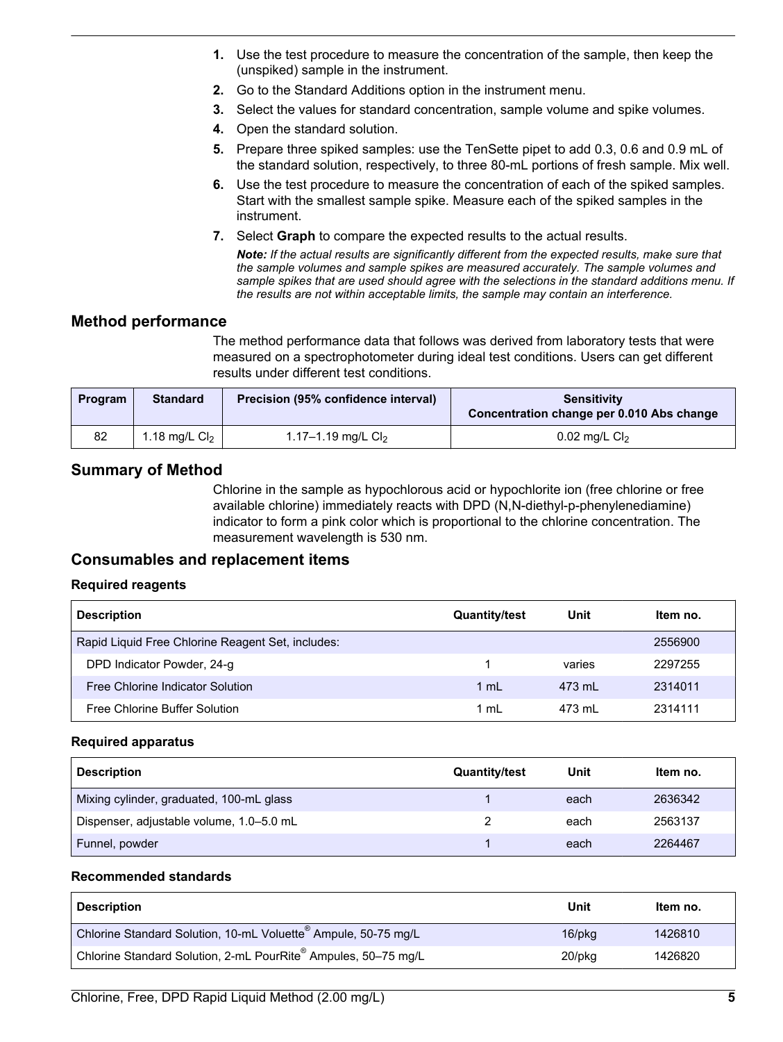1. Use the test procedure to measure the concentration of the sample, then keep the (unspiked) sample in the instrument.
2. Go to the Standard Additions option in the instrument menu.
3. Select the values for standard concentration, sample volume and spike volumes.
4. Open the standard solution.
5. Prepare three spiked samples: use the TenSette pipet to add 0.3, 0.6 and 0.9 mL of the standard solution, respectively, to three 80-mL portions of fresh sample. Mix well.
6. Use the test procedure to measure the concentration of each of the spiked samples. Start with the smallest sample spike. Measure each of the spiked samples in the instrument.
7. Select **Graph** to compare the expected results to the actual results.

   ***Note:** If the actual results are significantly different from the expected results, make sure that the sample volumes and sample spikes are measured accurately. The sample volumes and sample spikes that are used should agree with the selections in the standard additions menu. If the results are not within acceptable limits, the sample may contain an interference.*

## Method performance

The method performance data that follows was derived from laboratory tests that were measured on a spectrophotometer during ideal test conditions. Users can get different results under different test conditions.

| Program | Standard | Precision (95% confidence interval) | Sensitivity Concentration change per 0.010 Abs change |
|---|---|---|---|
| 82 | 1.18 mg/L $Cl_2$ | 1.17–1.19 mg/L $Cl_2$ | 0.02 mg/L $Cl_2$ |

## Summary of Method

Chlorine in the sample as hypochlorous acid or hypochlorite ion (free chlorine or free available chlorine) immediately reacts with DPD (N,N-diethyl-p-phenylenediamine) indicator to form a pink color which is proportional to the chlorine concentration. The measurement wavelength is 530 nm.

## Consumables and replacement items

### Required reagents

| Description | Quantity/test | Unit | Item no. |
|---|---|---|---|
| Rapid Liquid Free Chlorine Reagent Set, includes: | | | 2556900 |
| DPD Indicator Powder, 24-g | 1 | varies | 2297255 |
| Free Chlorine Indicator Solution | 1 mL | 473 mL | 2314011 |
| Free Chlorine Buffer Solution | 1 mL | 473 mL | 2314111 |

### Required apparatus

| Description | Quantity/test | Unit | Item no. |
|---|---|---|---|
| Mixing cylinder, graduated, 100-mL glass | 1 | each | 2636342 |
| Dispenser, adjustable volume, 1.0–5.0 mL | 2 | each | 2563137 |
| Funnel, powder | 1 | each | 2264467 |

### Recommended standards

| Description | Unit | Item no. |
|---|---|---|
| Chlorine Standard Solution, 10-mL Voluette® Ampule, 50-75 mg/L | 16/pkg | 1426810 |
| Chlorine Standard Solution, 2-mL PourRite® Ampules, 50–75 mg/L | 20/pkg | 1426820 |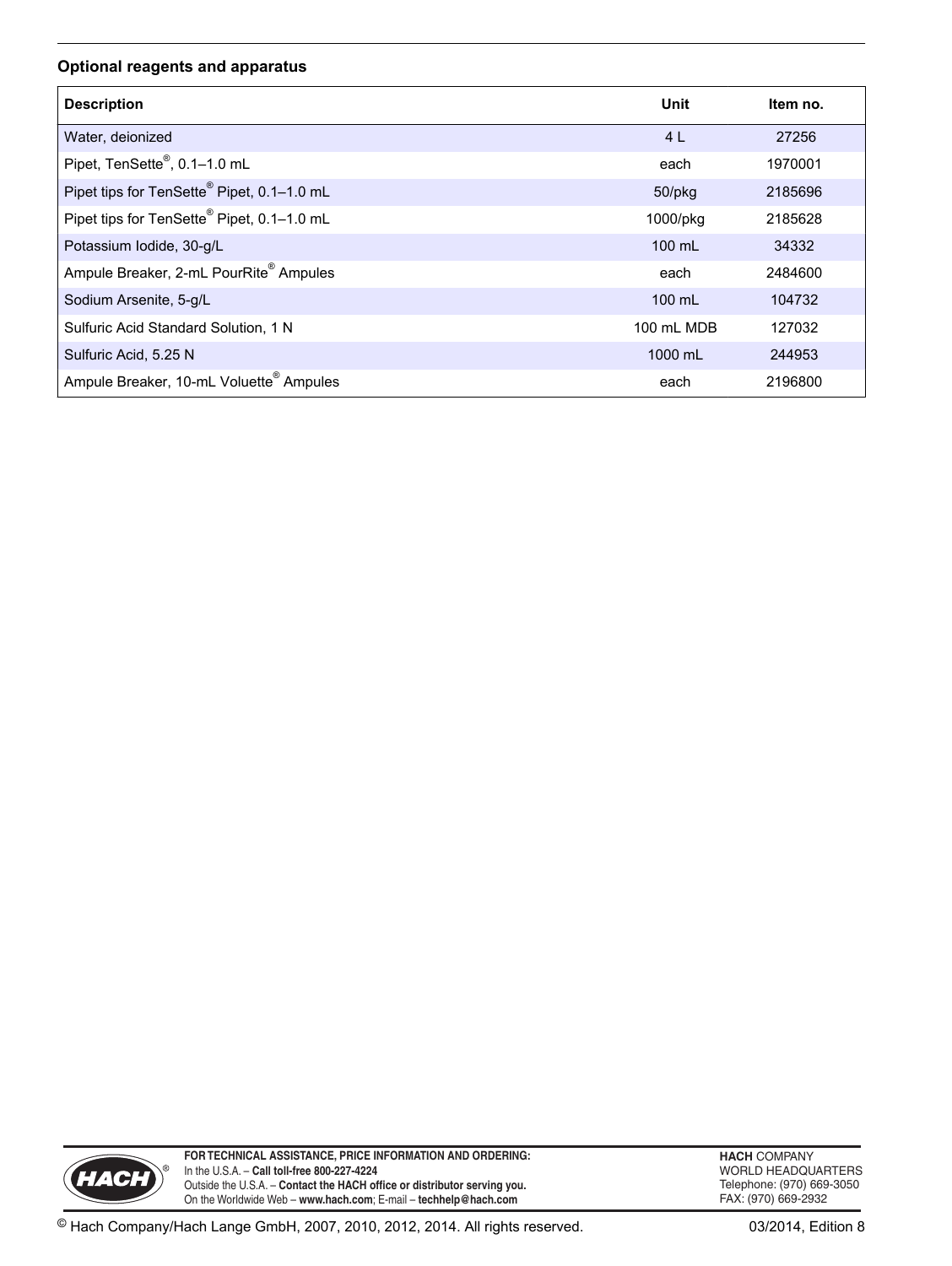## Optional reagents and apparatus

| Description | Unit | Item no. |
|---|---|---|
| Water, deionized | 4 L | 27256 |
| Pipet, TenSette®, 0.1–1.0 mL | each | 1970001 |
| Pipet tips for TenSette® Pipet, 0.1–1.0 mL | 50/pkg | 2185696 |
| Pipet tips for TenSette® Pipet, 0.1–1.0 mL | 1000/pkg | 2185628 |
| Potassium Iodide, 30-g/L | 100 mL | 34332 |
| Ampule Breaker, 2-mL PourRite® Ampules | each | 2484600 |
| Sodium Arsenite, 5-g/L | 100 mL | 104732 |
| Sulfuric Acid Standard Solution, 1 N | 100 mL MDB | 127032 |
| Sulfuric Acid, 5.25 N | 1000 mL | 244953 |
| Ampule Breaker, 10-mL Voluette® Ampules | each | 2196800 |

**FOR TECHNICAL ASSISTANCE, PRICE INFORMATION AND ORDERING:**
In the U.S.A. – **Call toll-free 800-227-4224**
Outside the U.S.A. – **Contact the HACH office or distributor serving you.**
On the Worldwide Web – **www.hach.com**; E-mail – **techhelp@hach.com**

**HACH** COMPANY
WORLD HEADQUARTERS
Telephone: (970) 669-3050
FAX: (970) 669-2932

© Hach Company/Hach Lange GmbH, 2007, 2010, 2012, 2014. All rights reserved. 03/2014, Edition 8